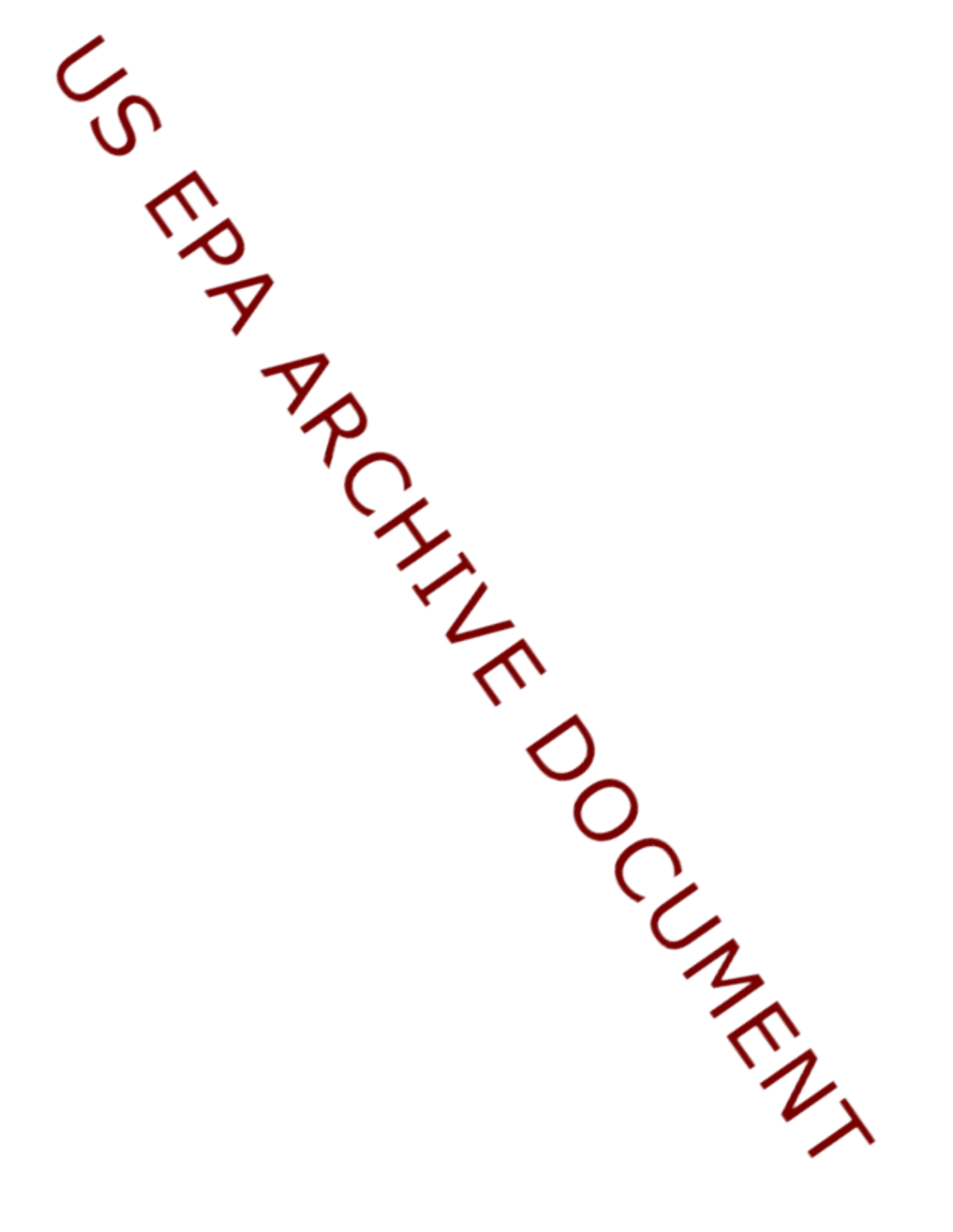US EPA ARCHIVE DOCUMENT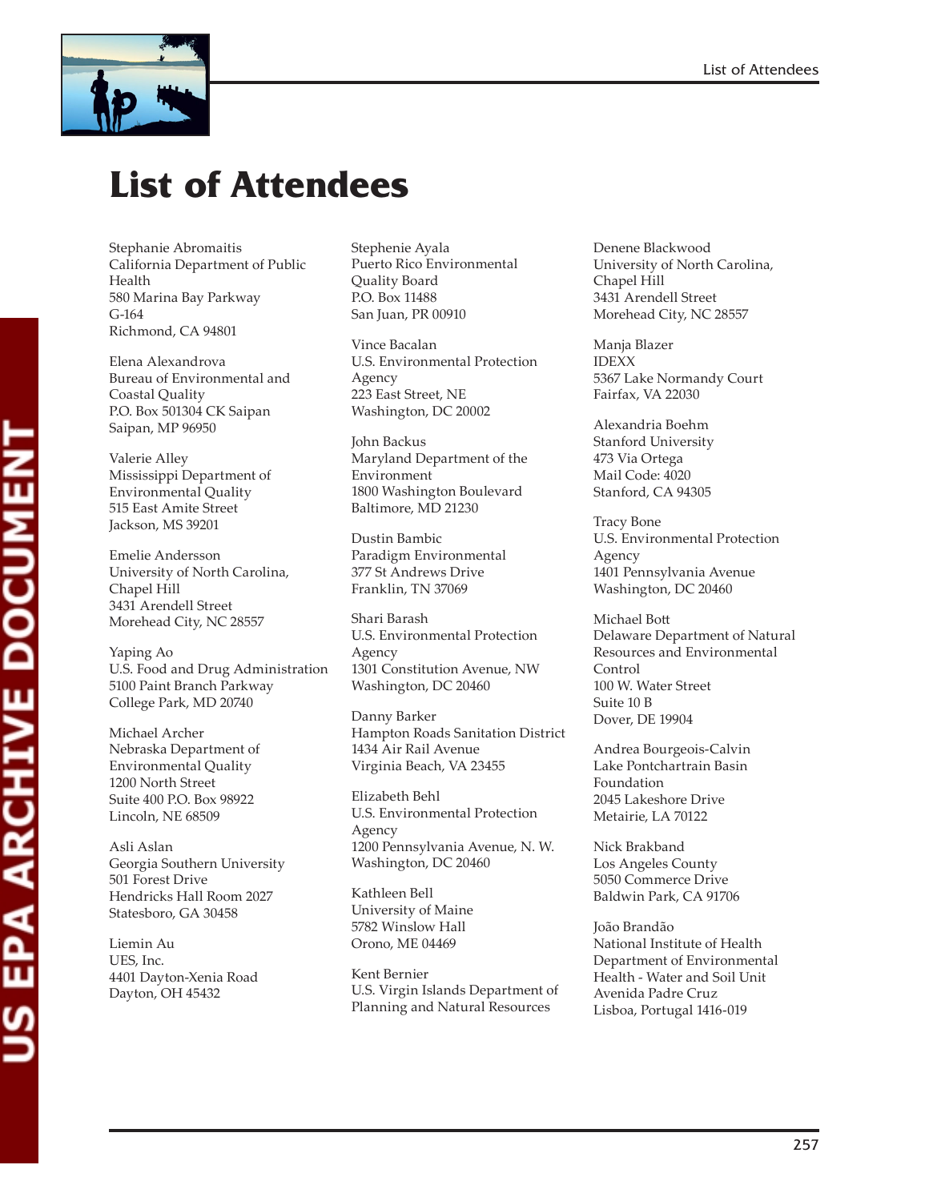# List of Attendees

Stephanie Abromaitis
California Department of Public Health
580 Marina Bay Parkway
G-164
Richmond, CA 94801

Elena Alexandrova
Bureau of Environmental and Coastal Quality
P.O. Box 501304 CK Saipan
Saipan, MP 96950

Valerie Alley
Mississippi Department of Environmental Quality
515 East Amite Street
Jackson, MS 39201

Emelie Andersson
University of North Carolina, Chapel Hill
3431 Arendell Street
Morehead City, NC 28557

Yaping Ao
U.S. Food and Drug Administration
5100 Paint Branch Parkway
College Park, MD 20740

Michael Archer
Nebraska Department of Environmental Quality
1200 North Street
Suite 400 P.O. Box 98922
Lincoln, NE 68509

Asli Aslan
Georgia Southern University
501 Forest Drive
Hendricks Hall Room 2027
Statesboro, GA 30458

Liemin Au
UES, Inc.
4401 Dayton-Xenia Road
Dayton, OH 45432

Stephenie Ayala
Puerto Rico Environmental Quality Board
P.O. Box 11488
San Juan, PR 00910

Vince Bacalan
U.S. Environmental Protection Agency
223 East Street, NE
Washington, DC 20002

John Backus
Maryland Department of the Environment
1800 Washington Boulevard
Baltimore, MD 21230

Dustin Bambic
Paradigm Environmental
377 St Andrews Drive
Franklin, TN 37069

Shari Barash
U.S. Environmental Protection Agency
1301 Constitution Avenue, NW
Washington, DC 20460

Danny Barker
Hampton Roads Sanitation District
1434 Air Rail Avenue
Virginia Beach, VA 23455

Elizabeth Behl
U.S. Environmental Protection Agency
1200 Pennsylvania Avenue, N. W.
Washington, DC 20460

Kathleen Bell
University of Maine
5782 Winslow Hall
Orono, ME 04469

Kent Bernier
U.S. Virgin Islands Department of Planning and Natural Resources

Denene Blackwood
University of North Carolina, Chapel Hill
3431 Arendell Street
Morehead City, NC 28557

Manja Blazer
IDEXX
5367 Lake Normandy Court
Fairfax, VA 22030

Alexandria Boehm
Stanford University
473 Via Ortega
Mail Code: 4020
Stanford, CA 94305

Tracy Bone
U.S. Environmental Protection Agency
1401 Pennsylvania Avenue
Washington, DC 20460

Michael Bott
Delaware Department of Natural Resources and Environmental Control
100 W. Water Street
Suite 10 B
Dover, DE 19904

Andrea Bourgeois-Calvin
Lake Pontchartrain Basin Foundation
2045 Lakeshore Drive
Metairie, LA 70122

Nick Brakband
Los Angeles County
5050 Commerce Drive
Baldwin Park, CA 91706

João Brandão
National Institute of Health
Department of Environmental Health - Water and Soil Unit
Avenida Padre Cruz
Lisboa, Portugal 1416-019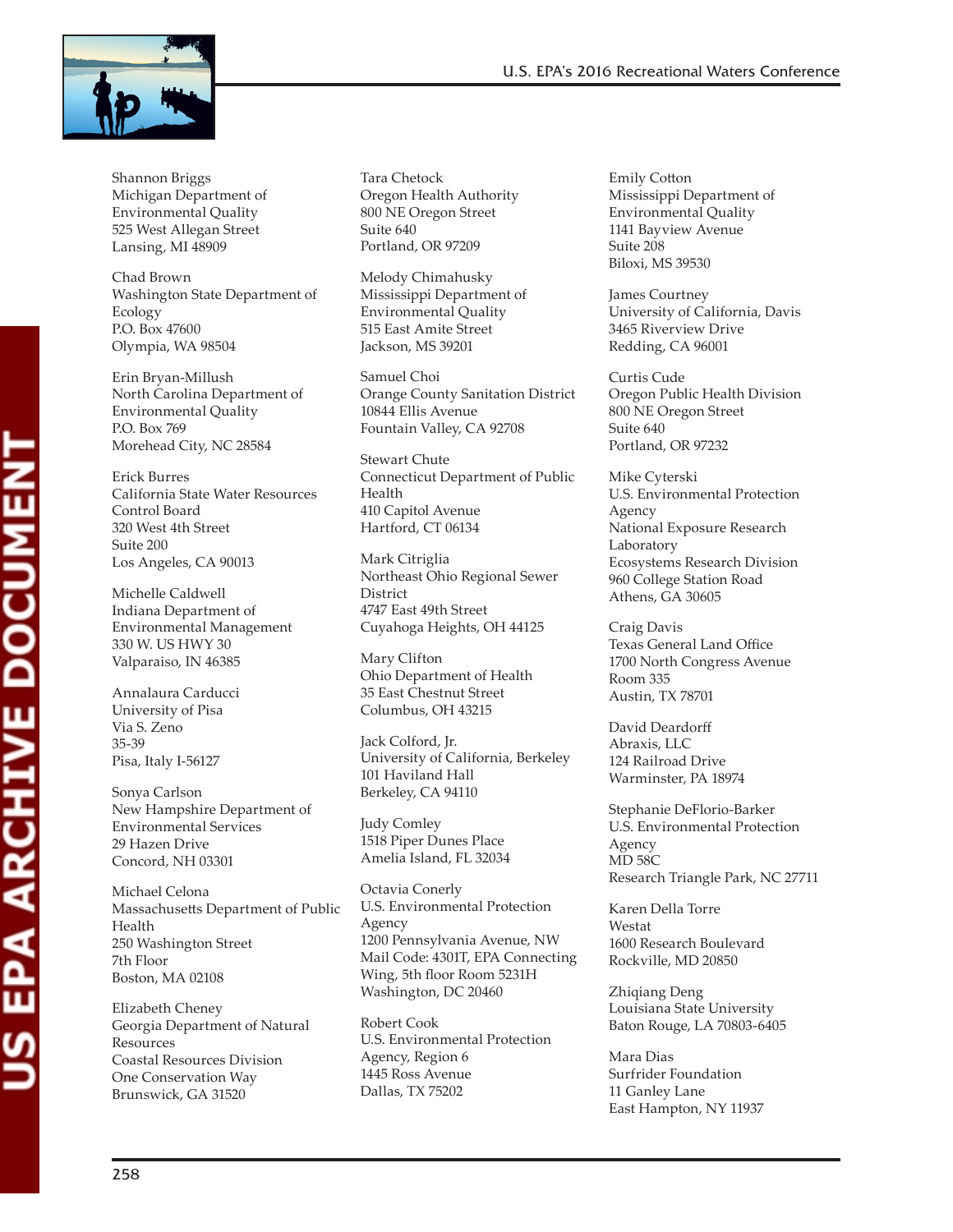Shannon Briggs
Michigan Department of Environmental Quality
525 West Allegan Street
Lansing, MI 48909

Chad Brown
Washington State Department of Ecology
P.O. Box 47600
Olympia, WA 98504

Erin Bryan-Millush
North Carolina Department of Environmental Quality
P.O. Box 769
Morehead City, NC 28584

Erick Burres
California State Water Resources Control Board
320 West 4th Street
Suite 200
Los Angeles, CA 90013

Michelle Caldwell
Indiana Department of Environmental Management
330 W. US HWY 30
Valparaiso, IN 46385

Annalaura Carducci
University of Pisa
Via S. Zeno
35-39
Pisa, Italy I-56127

Sonya Carlson
New Hampshire Department of Environmental Services
29 Hazen Drive
Concord, NH 03301

Michael Celona
Massachusetts Department of Public Health
250 Washington Street
7th Floor
Boston, MA 02108

Elizabeth Cheney
Georgia Department of Natural Resources
Coastal Resources Division
One Conservation Way
Brunswick, GA 31520

Tara Chetock
Oregon Health Authority
800 NE Oregon Street
Suite 640
Portland, OR 97209

Melody Chimahusky
Mississippi Department of Environmental Quality
515 East Amite Street
Jackson, MS 39201

Samuel Choi
Orange County Sanitation District
10844 Ellis Avenue
Fountain Valley, CA 92708

Stewart Chute
Connecticut Department of Public Health
410 Capitol Avenue
Hartford, CT 06134

Mark Citriglia
Northeast Ohio Regional Sewer District
4747 East 49th Street
Cuyahoga Heights, OH 44125

Mary Clifton
Ohio Department of Health
35 East Chestnut Street
Columbus, OH 43215

Jack Colford, Jr.
University of California, Berkeley
101 Haviland Hall
Berkeley, CA 94110

Judy Comley
1518 Piper Dunes Place
Amelia Island, FL 32034

Octavia Conerly
U.S. Environmental Protection Agency
1200 Pennsylvania Avenue, NW
Mail Code: 4301T, EPA Connecting Wing, 5th floor Room 5231H
Washington, DC 20460

Robert Cook
U.S. Environmental Protection Agency, Region 6
1445 Ross Avenue
Dallas, TX 75202

Emily Cotton
Mississippi Department of Environmental Quality
1141 Bayview Avenue
Suite 208
Biloxi, MS 39530

James Courtney
University of California, Davis
3465 Riverview Drive
Redding, CA 96001

Curtis Cude
Oregon Public Health Division
800 NE Oregon Street
Suite 640
Portland, OR 97232

Mike Cyterski
U.S. Environmental Protection Agency
National Exposure Research Laboratory
Ecosystems Research Division
960 College Station Road
Athens, GA 30605

Craig Davis
Texas General Land Office
1700 North Congress Avenue
Room 335
Austin, TX 78701

David Deardorff
Abraxis, LLC
124 Railroad Drive
Warminster, PA 18974

Stephanie DeFlorio-Barker
U.S. Environmental Protection Agency
MD 58C
Research Triangle Park, NC 27711

Karen Della Torre
Westat
1600 Research Boulevard
Rockville, MD 20850

Zhiqiang Deng
Louisiana State University
Baton Rouge, LA 70803-6405

Mara Dias
Surfrider Foundation
11 Ganley Lane
East Hampton, NY 11937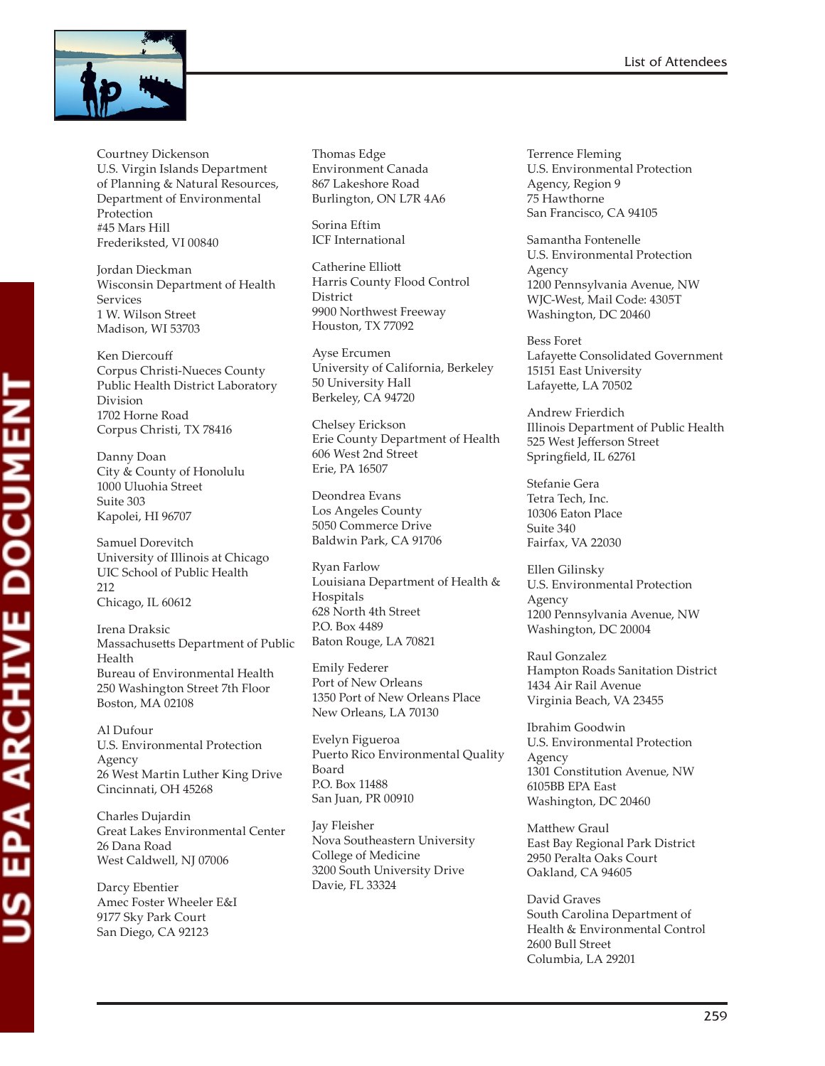Courtney Dickenson
U.S. Virgin Islands Department of Planning & Natural Resources, Department of Environmental Protection
#45 Mars Hill
Frederiksted, VI 00840

Jordan Dieckman
Wisconsin Department of Health Services
1 W. Wilson Street
Madison, WI 53703

Ken Diercouff
Corpus Christi-Nueces County Public Health District Laboratory Division
1702 Horne Road
Corpus Christi, TX 78416

Danny Doan
City & County of Honolulu
1000 Uluohia Street
Suite 303
Kapolei, HI 96707

Samuel Dorevitch
University of Illinois at Chicago
UIC School of Public Health
212
Chicago, IL 60612

Irena Draksic
Massachusetts Department of Public Health
Bureau of Environmental Health
250 Washington Street 7th Floor
Boston, MA 02108

Al Dufour
U.S. Environmental Protection Agency
26 West Martin Luther King Drive
Cincinnati, OH 45268

Charles Dujardin
Great Lakes Environmental Center
26 Dana Road
West Caldwell, NJ 07006

Darcy Ebentier
Amec Foster Wheeler E&I
9177 Sky Park Court
San Diego, CA 92123

Thomas Edge
Environment Canada
867 Lakeshore Road
Burlington, ON L7R 4A6

Sorina Eftim
ICF International

Catherine Elliott
Harris County Flood Control District
9900 Northwest Freeway
Houston, TX 77092

Ayse Ercumen
University of California, Berkeley
50 University Hall
Berkeley, CA 94720

Chelsey Erickson
Erie County Department of Health
606 West 2nd Street
Erie, PA 16507

Deondrea Evans
Los Angeles County
5050 Commerce Drive
Baldwin Park, CA 91706

Ryan Farlow
Louisiana Department of Health & Hospitals
628 North 4th Street
P.O. Box 4489
Baton Rouge, LA 70821

Emily Federer
Port of New Orleans
1350 Port of New Orleans Place
New Orleans, LA 70130

Evelyn Figueroa
Puerto Rico Environmental Quality Board
P.O. Box 11488
San Juan, PR 00910

Jay Fleisher
Nova Southeastern University College of Medicine
3200 South University Drive
Davie, FL 33324

Terrence Fleming
U.S. Environmental Protection Agency, Region 9
75 Hawthorne
San Francisco, CA 94105

Samantha Fontenelle
U.S. Environmental Protection Agency
1200 Pennsylvania Avenue, NW
WJC-West, Mail Code: 4305T
Washington, DC 20460

Bess Foret
Lafayette Consolidated Government
15151 East University
Lafayette, LA 70502

Andrew Friedrich
Illinois Department of Public Health
525 West Jefferson Street
Springfield, IL 62761

Stefanie Gera
Tetra Tech, Inc.
10306 Eaton Place
Suite 340
Fairfax, VA 22030

Ellen Gilinsky
U.S. Environmental Protection Agency
1200 Pennsylvania Avenue, NW
Washington, DC 20004

Raul Gonzalez
Hampton Roads Sanitation District
1434 Air Rail Avenue
Virginia Beach, VA 23455

Ibrahim Goodwin
U.S. Environmental Protection Agency
1301 Constitution Avenue, NW
6105BB EPA East
Washington, DC 20460

Matthew Graul
East Bay Regional Park District
2950 Peralta Oaks Court
Oakland, CA 94605

David Graves
South Carolina Department of Health & Environmental Control
2600 Bull Street
Columbia, LA 29201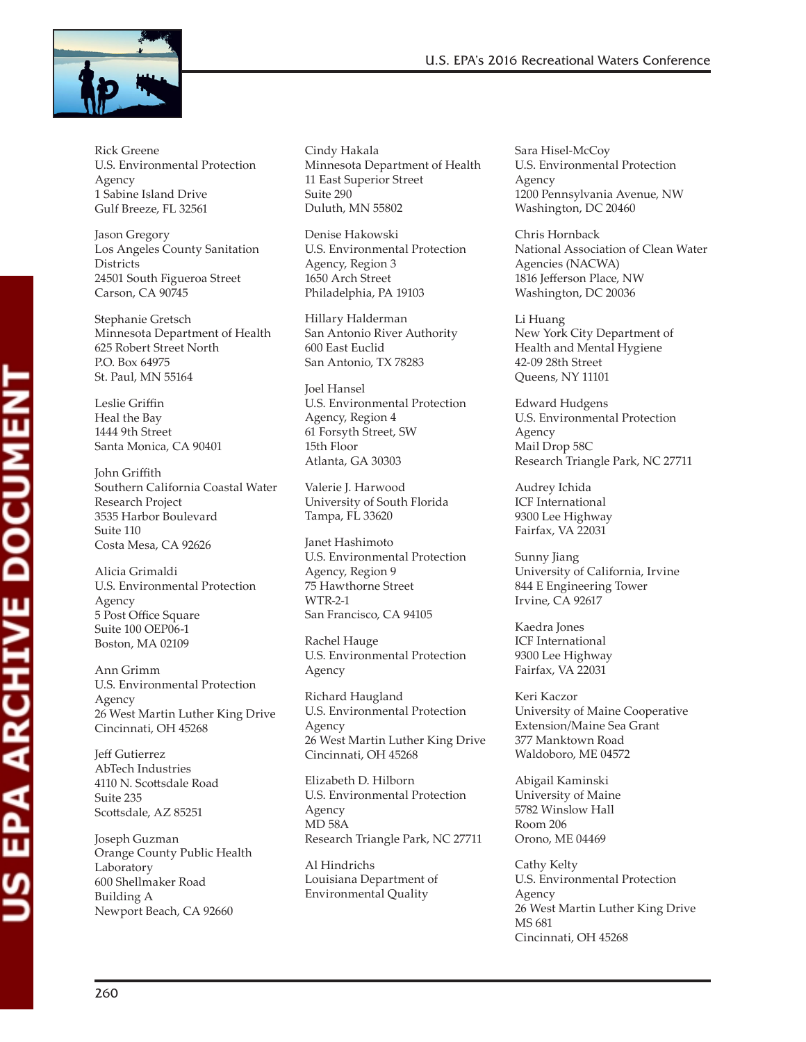Rick Greene
U.S. Environmental Protection Agency
1 Sabine Island Drive
Gulf Breeze, FL 32561

Jason Gregory
Los Angeles County Sanitation Districts
24501 South Figueroa Street
Carson, CA 90745

Stephanie Gretsch
Minnesota Department of Health
625 Robert Street North
P.O. Box 64975
St. Paul, MN 55164

Leslie Griffin
Heal the Bay
1444 9th Street
Santa Monica, CA 90401

John Griffith
Southern California Coastal Water Research Project
3535 Harbor Boulevard
Suite 110
Costa Mesa, CA 92626

Alicia Grimaldi
U.S. Environmental Protection Agency
5 Post Office Square
Suite 100 OEP06-1
Boston, MA 02109

Ann Grimm
U.S. Environmental Protection Agency
26 West Martin Luther King Drive
Cincinnati, OH 45268

Jeff Gutierrez
AbTech Industries
4110 N. Scottsdale Road
Suite 235
Scottsdale, AZ 85251

Joseph Guzman
Orange County Public Health Laboratory
600 Shellmaker Road
Building A
Newport Beach, CA 92660

Cindy Hakala
Minnesota Department of Health
11 East Superior Street
Suite 290
Duluth, MN 55802

Denise Hakowski
U.S. Environmental Protection Agency, Region 3
1650 Arch Street
Philadelphia, PA 19103

Hillary Halderman
San Antonio River Authority
600 East Euclid
San Antonio, TX 78283

Joel Hansel
U.S. Environmental Protection Agency, Region 4
61 Forsyth Street, SW
15th Floor
Atlanta, GA 30303

Valerie J. Harwood
University of South Florida
Tampa, FL 33620

Janet Hashimoto
U.S. Environmental Protection Agency, Region 9
75 Hawthorne Street
WTR-2-1
San Francisco, CA 94105

Rachel Hauge
U.S. Environmental Protection Agency

Richard Haugland
U.S. Environmental Protection Agency
26 West Martin Luther King Drive
Cincinnati, OH 45268

Elizabeth D. Hilborn
U.S. Environmental Protection Agency
MD 58A
Research Triangle Park, NC 27711

Al Hindrichs
Louisiana Department of Environmental Quality

Sara Hisel-McCoy
U.S. Environmental Protection Agency
1200 Pennsylvania Avenue, NW
Washington, DC 20460

Chris Hornback
National Association of Clean Water Agencies (NACWA)
1816 Jefferson Place, NW
Washington, DC 20036

Li Huang
New York City Department of Health and Mental Hygiene
42-09 28th Street
Queens, NY 11101

Edward Hudgens
U.S. Environmental Protection Agency
Mail Drop 58C
Research Triangle Park, NC 27711

Audrey Ichida
ICF International
9300 Lee Highway
Fairfax, VA 22031

Sunny Jiang
University of California, Irvine
844 E Engineering Tower
Irvine, CA 92617

Kaedra Jones
ICF International
9300 Lee Highway
Fairfax, VA 22031

Keri Kaczor
University of Maine Cooperative Extension/Maine Sea Grant
377 Manktown Road
Waldoboro, ME 04572

Abigail Kaminski
University of Maine
5782 Winslow Hall
Room 206
Orono, ME 04469

Cathy Kelty
U.S. Environmental Protection Agency
26 West Martin Luther King Drive
MS 681
Cincinnati, OH 45268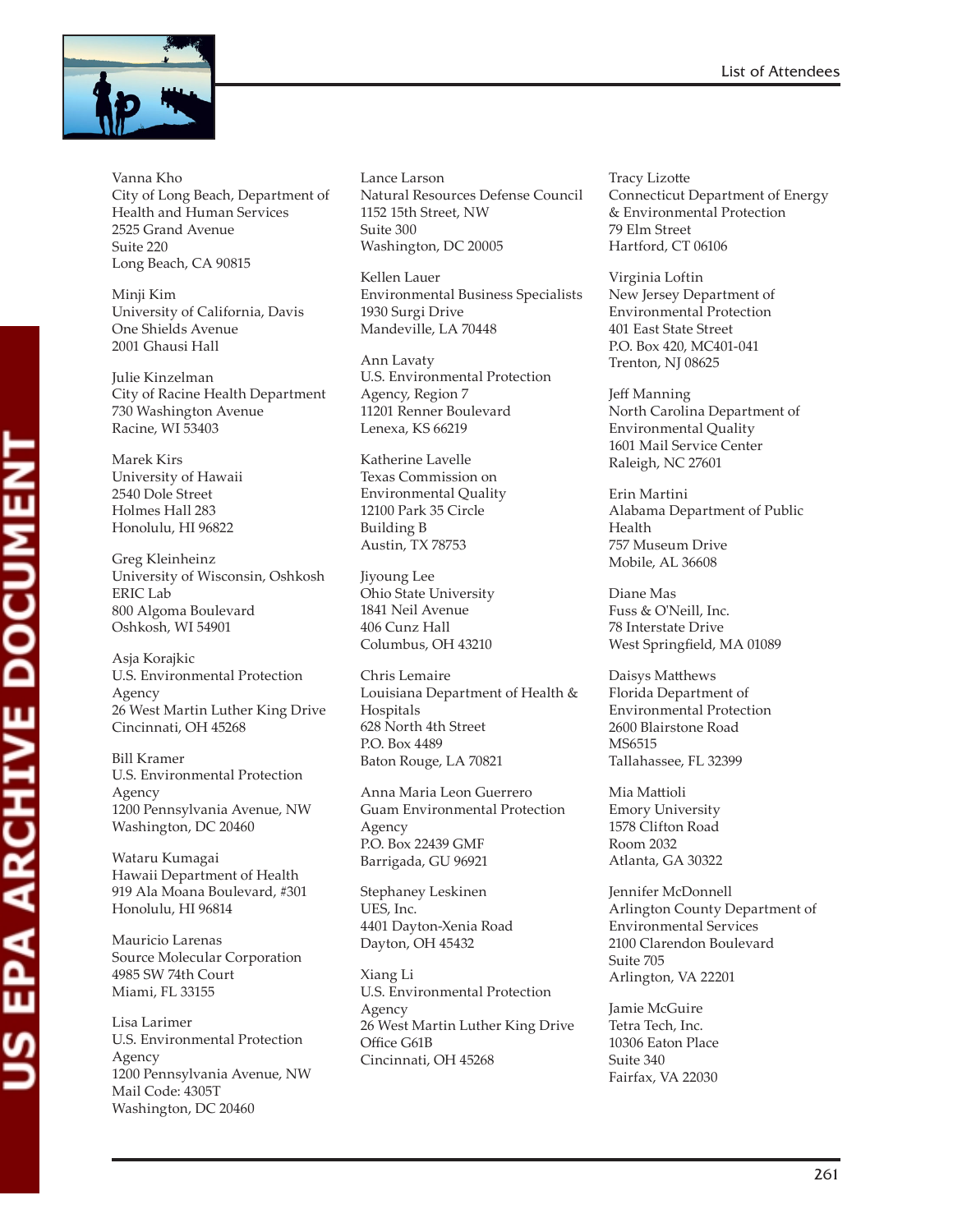Vanna Kho
City of Long Beach, Department of Health and Human Services
2525 Grand Avenue
Suite 220
Long Beach, CA 90815

Minji Kim
University of California, Davis
One Shields Avenue
2001 Ghausi Hall

Julie Kinzelman
City of Racine Health Department
730 Washington Avenue
Racine, WI 53403

Marek Kirs
University of Hawaii
2540 Dole Street
Holmes Hall 283
Honolulu, HI 96822

Greg Kleinheinz
University of Wisconsin, Oshkosh
ERIC Lab
800 Algoma Boulevard
Oshkosh, WI 54901

Asja Korajkic
U.S. Environmental Protection Agency
26 West Martin Luther King Drive
Cincinnati, OH 45268

Bill Kramer
U.S. Environmental Protection Agency
1200 Pennsylvania Avenue, NW
Washington, DC 20460

Wataru Kumagai
Hawaii Department of Health
919 Ala Moana Boulevard, #301
Honolulu, HI 96814

Mauricio Larenas
Source Molecular Corporation
4985 SW 74th Court
Miami, FL 33155

Lisa Larimer
U.S. Environmental Protection Agency
1200 Pennsylvania Avenue, NW
Mail Code: 4305T
Washington, DC 20460

Lance Larson
Natural Resources Defense Council
1152 15th Street, NW
Suite 300
Washington, DC 20005

Kellen Lauer
Environmental Business Specialists
1930 Surgi Drive
Mandeville, LA 70448

Ann Lavaty
U.S. Environmental Protection Agency, Region 7
11201 Renner Boulevard
Lenexa, KS 66219

Katherine Lavelle
Texas Commission on Environmental Quality
12100 Park 35 Circle
Building B
Austin, TX 78753

Jiyoung Lee
Ohio State University
1841 Neil Avenue
406 Cunz Hall
Columbus, OH 43210

Chris Lemaire
Louisiana Department of Health & Hospitals
628 North 4th Street
P.O. Box 4489
Baton Rouge, LA 70821

Anna Maria Leon Guerrero
Guam Environmental Protection Agency
P.O. Box 22439 GMF
Barrigada, GU 96921

Stephaney Leskinen
UES, Inc.
4401 Dayton-Xenia Road
Dayton, OH 45432

Xiang Li
U.S. Environmental Protection Agency
26 West Martin Luther King Drive
Office G61B
Cincinnati, OH 45268

Tracy Lizotte
Connecticut Department of Energy & Environmental Protection
79 Elm Street
Hartford, CT 06106

Virginia Loftin
New Jersey Department of Environmental Protection
401 East State Street
P.O. Box 420, MC401-041
Trenton, NJ 08625

Jeff Manning
North Carolina Department of Environmental Quality
1601 Mail Service Center
Raleigh, NC 27601

Erin Martini
Alabama Department of Public Health
757 Museum Drive
Mobile, AL 36608

Diane Mas
Fuss & O'Neill, Inc.
78 Interstate Drive
West Springfield, MA 01089

Daisys Matthews
Florida Department of Environmental Protection
2600 Blairstone Road
MS6515
Tallahassee, FL 32399

Mia Mattioli
Emory University
1578 Clifton Road
Room 2032
Atlanta, GA 30322

Jennifer McDonnell
Arlington County Department of Environmental Services
2100 Clarendon Boulevard
Suite 705
Arlington, VA 22201

Jamie McGuire
Tetra Tech, Inc.
10306 Eaton Place
Suite 340
Fairfax, VA 22030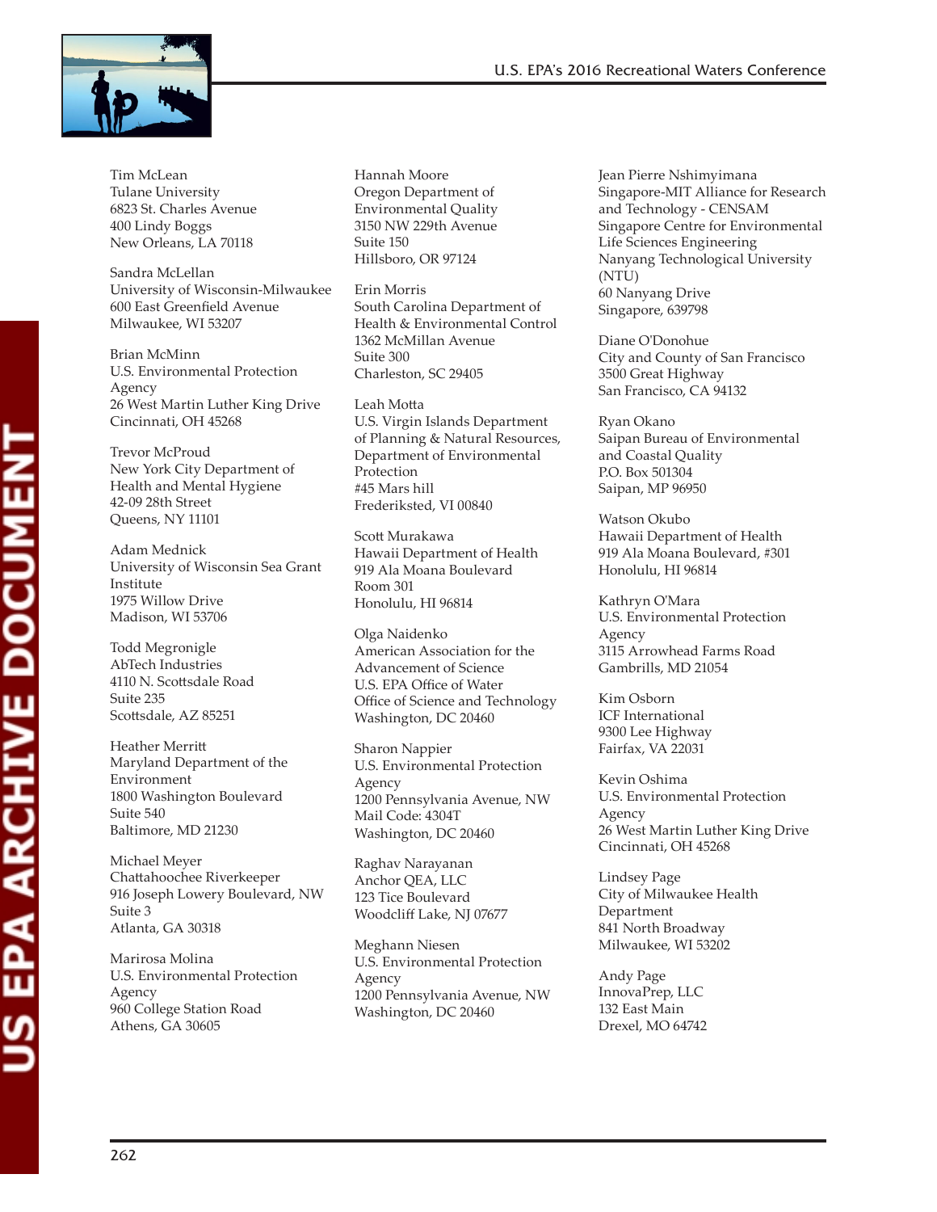Tim McLean
Tulane University
6823 St. Charles Avenue
400 Lindy Boggs
New Orleans, LA 70118

Sandra McLellan
University of Wisconsin-Milwaukee
600 East Greenfield Avenue
Milwaukee, WI 53207

Brian McMinn
U.S. Environmental Protection Agency
26 West Martin Luther King Drive
Cincinnati, OH 45268

Trevor McProud
New York City Department of Health and Mental Hygiene
42-09 28th Street
Queens, NY 11101

Adam Mednick
University of Wisconsin Sea Grant Institute
1975 Willow Drive
Madison, WI 53706

Todd Megronigle
AbTech Industries
4110 N. Scottsdale Road
Suite 235
Scottsdale, AZ 85251

Heather Merritt
Maryland Department of the Environment
1800 Washington Boulevard
Suite 540
Baltimore, MD 21230

Michael Meyer
Chattahoochee Riverkeeper
916 Joseph Lowery Boulevard, NW
Suite 3
Atlanta, GA 30318

Marirosa Molina
U.S. Environmental Protection Agency
960 College Station Road
Athens, GA 30605

Hannah Moore
Oregon Department of Environmental Quality
3150 NW 229th Avenue
Suite 150
Hillsboro, OR 97124

Erin Morris
South Carolina Department of Health & Environmental Control
1362 McMillan Avenue
Suite 300
Charleston, SC 29405

Leah Motta
U.S. Virgin Islands Department of Planning & Natural Resources, Department of Environmental Protection
#45 Mars hill
Frederiksted, VI 00840

Scott Murakawa
Hawaii Department of Health
919 Ala Moana Boulevard
Room 301
Honolulu, HI 96814

Olga Naidenko
American Association for the Advancement of Science
U.S. EPA Office of Water
Office of Science and Technology
Washington, DC 20460

Sharon Nappier
U.S. Environmental Protection Agency
1200 Pennsylvania Avenue, NW
Mail Code: 4304T
Washington, DC 20460

Raghav Narayanan
Anchor QEA, LLC
123 Tice Boulevard
Woodcliff Lake, NJ 07677

Meghann Niesen
U.S. Environmental Protection Agency
1200 Pennsylvania Avenue, NW
Washington, DC 20460

Jean Pierre Nshimyimana
Singapore-MIT Alliance for Research and Technology - CENSAM
Singapore Centre for Environmental Life Sciences Engineering
Nanyang Technological University (NTU)
60 Nanyang Drive
Singapore, 639798

Diane O'Donohue
City and County of San Francisco
3500 Great Highway
San Francisco, CA 94132

Ryan Okano
Saipan Bureau of Environmental and Coastal Quality
P.O. Box 501304
Saipan, MP 96950

Watson Okubo
Hawaii Department of Health
919 Ala Moana Boulevard, #301
Honolulu, HI 96814

Kathryn O'Mara
U.S. Environmental Protection Agency
3115 Arrowhead Farms Road
Gambrills, MD 21054

Kim Osborn
ICF International
9300 Lee Highway
Fairfax, VA 22031

Kevin Oshima
U.S. Environmental Protection Agency
26 West Martin Luther King Drive
Cincinnati, OH 45268

Lindsey Page
City of Milwaukee Health Department
841 North Broadway
Milwaukee, WI 53202

Andy Page
InnovaPrep, LLC
132 East Main
Drexel, MO 64742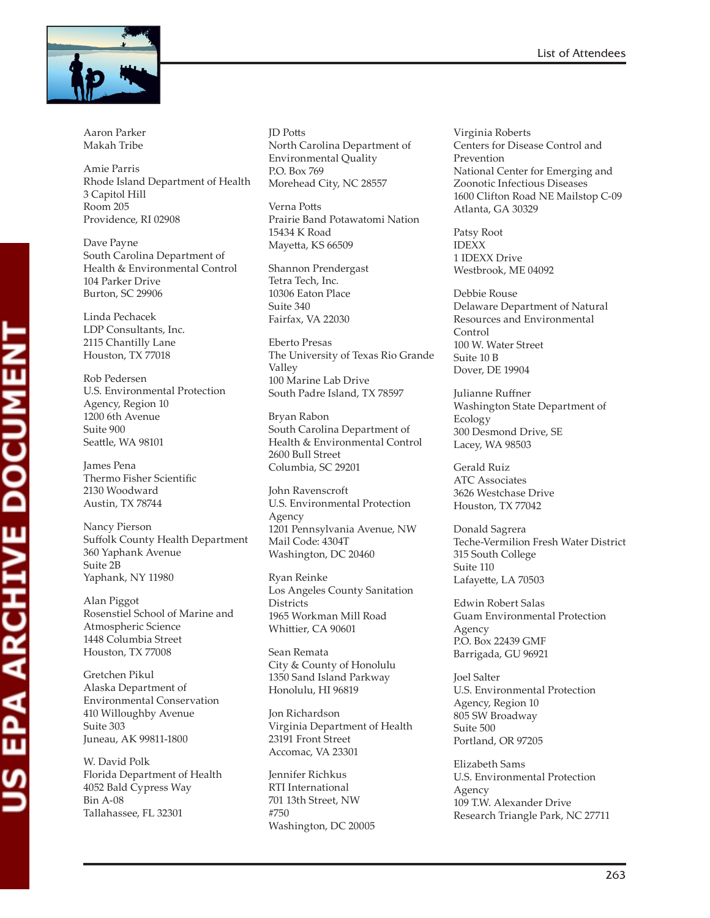Aaron Parker
Makah Tribe

Amie Parris
Rhode Island Department of Health
3 Capitol Hill
Room 205
Providence, RI 02908

Dave Payne
South Carolina Department of Health & Environmental Control
104 Parker Drive
Burton, SC 29906

Linda Pechacek
LDP Consultants, Inc.
2115 Chantilly Lane
Houston, TX 77018

Rob Pedersen
U.S. Environmental Protection Agency, Region 10
1200 6th Avenue
Suite 900
Seattle, WA 98101

James Pena
Thermo Fisher Scientific
2130 Woodward
Austin, TX 78744

Nancy Pierson
Suffolk County Health Department
360 Yaphank Avenue
Suite 2B
Yaphank, NY 11980

Alan Piggot
Rosenstiel School of Marine and Atmospheric Science
1448 Columbia Street
Houston, TX 77008

Gretchen Pikul
Alaska Department of Environmental Conservation
410 Willoughby Avenue
Suite 303
Juneau, AK 99811-1800

W. David Polk
Florida Department of Health
4052 Bald Cypress Way
Bin A-08
Tallahassee, FL 32301

JD Potts
North Carolina Department of Environmental Quality
P.O. Box 769
Morehead City, NC 28557

Verna Potts
Prairie Band Potawatomi Nation
15434 K Road
Mayetta, KS 66509

Shannon Prendergast
Tetra Tech, Inc.
10306 Eaton Place
Suite 340
Fairfax, VA 22030

Eberto Presas
The University of Texas Rio Grande Valley
100 Marine Lab Drive
South Padre Island, TX 78597

Bryan Rabon
South Carolina Department of Health & Environmental Control
2600 Bull Street
Columbia, SC 29201

John Ravenscroft
U.S. Environmental Protection Agency
1201 Pennsylvania Avenue, NW
Mail Code: 4304T
Washington, DC 20460

Ryan Reinke
Los Angeles County Sanitation Districts
1965 Workman Mill Road
Whittier, CA 90601

Sean Remata
City & County of Honolulu
1350 Sand Island Parkway
Honolulu, HI 96819

Jon Richardson
Virginia Department of Health
23191 Front Street
Accomac, VA 23301

Jennifer Richkus
RTI International
701 13th Street, NW
#750
Washington, DC 20005

Virginia Roberts
Centers for Disease Control and Prevention
National Center for Emerging and Zoonotic Infectious Diseases
1600 Clifton Road NE Mailstop C-09
Atlanta, GA 30329

Patsy Root
IDEXX
1 IDEXX Drive
Westbrook, ME 04092

Debbie Rouse
Delaware Department of Natural Resources and Environmental Control
100 W. Water Street
Suite 10 B
Dover, DE 19904

Julianne Ruffner
Washington State Department of Ecology
300 Desmond Drive, SE
Lacey, WA 98503

Gerald Ruiz
ATC Associates
3626 Westchase Drive
Houston, TX 77042

Donald Sagrera
Teche-Vermilion Fresh Water District
315 South College
Suite 110
Lafayette, LA 70503

Edwin Robert Salas
Guam Environmental Protection Agency
P.O. Box 22439 GMF
Barrigada, GU 96921

Joel Salter
U.S. Environmental Protection Agency, Region 10
805 SW Broadway
Suite 500
Portland, OR 97205

Elizabeth Sams
U.S. Environmental Protection Agency
109 T.W. Alexander Drive
Research Triangle Park, NC 27711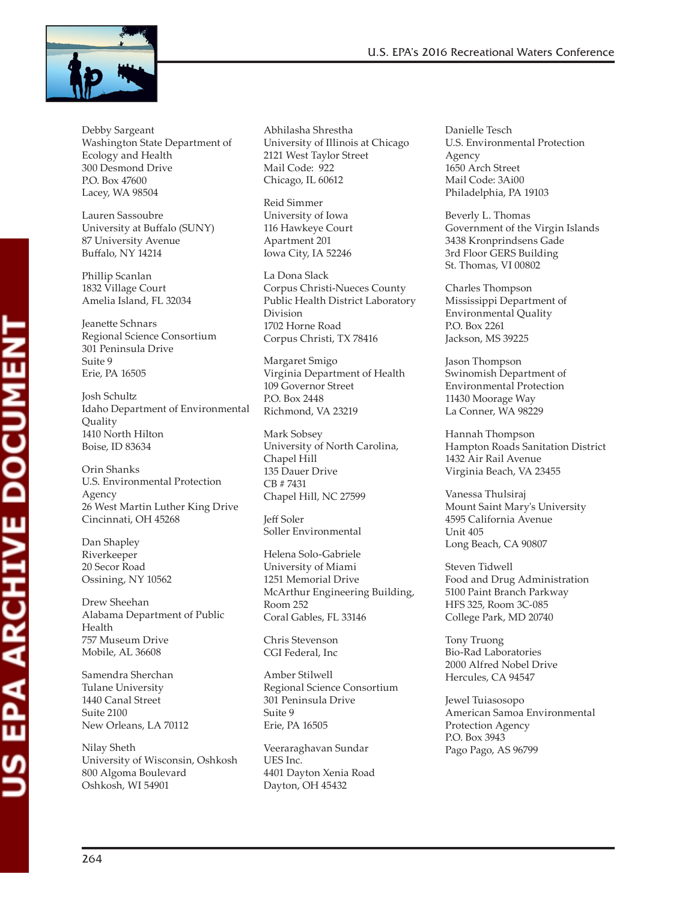Debby Sargeant
Washington State Department of Ecology and Health
300 Desmond Drive
P.O. Box 47600
Lacey, WA 98504

Lauren Sassoubre
University at Buffalo (SUNY)
87 University Avenue
Buffalo, NY 14214

Phillip Scanlan
1832 Village Court
Amelia Island, FL 32034

Jeanette Schnars
Regional Science Consortium
301 Peninsula Drive
Suite 9
Erie, PA 16505

Josh Schultz
Idaho Department of Environmental Quality
1410 North Hilton
Boise, ID 83634

Orin Shanks
U.S. Environmental Protection Agency
26 West Martin Luther King Drive
Cincinnati, OH 45268

Dan Shapley
Riverkeeper
20 Secor Road
Ossining, NY 10562

Drew Sheehan
Alabama Department of Public Health
757 Museum Drive
Mobile, AL 36608

Samendra Sherchan
Tulane University
1440 Canal Street
Suite 2100
New Orleans, LA 70112

Nilay Sheth
University of Wisconsin, Oshkosh
800 Algoma Boulevard
Oshkosh, WI 54901

Abhilasha Shrestha
University of Illinois at Chicago
2121 West Taylor Street
Mail Code: 922
Chicago, IL 60612

Reid Simmer
University of Iowa
116 Hawkeye Court
Apartment 201
Iowa City, IA 52246

La Dona Slack
Corpus Christi-Nueces County Public Health District Laboratory Division
1702 Horne Road
Corpus Christi, TX 78416

Margaret Smigo
Virginia Department of Health
109 Governor Street
P.O. Box 2448
Richmond, VA 23219

Mark Sobsey
University of North Carolina, Chapel Hill
135 Dauer Drive
CB # 7431
Chapel Hill, NC 27599

Jeff Soler
Soller Environmental

Helena Solo-Gabriele
University of Miami
1251 Memorial Drive
McArthur Engineering Building, Room 252
Coral Gables, FL 33146

Chris Stevenson
CGI Federal, Inc

Amber Stilwell
Regional Science Consortium
301 Peninsula Drive
Suite 9
Erie, PA 16505

Veeraraghavan Sundar
UES Inc.
4401 Dayton Xenia Road
Dayton, OH 45432

Danielle Tesch
U.S. Environmental Protection Agency
1650 Arch Street
Mail Code: 3Ai00
Philadelphia, PA 19103

Beverly L. Thomas
Government of the Virgin Islands
3438 Kronprindsens Gade
3rd Floor GERS Building
St. Thomas, VI 00802

Charles Thompson
Mississippi Department of Environmental Quality
P.O. Box 2261
Jackson, MS 39225

Jason Thompson
Swinomish Department of Environmental Protection
11430 Moorage Way
La Conner, WA 98229

Hannah Thompson
Hampton Roads Sanitation District
1432 Air Rail Avenue
Virginia Beach, VA 23455

Vanessa Thulsiraj
Mount Saint Mary's University
4595 California Avenue
Unit 405
Long Beach, CA 90807

Steven Tidwell
Food and Drug Administration
5100 Paint Branch Parkway
HFS 325, Room 3C-085
College Park, MD 20740

Tony Truong
Bio-Rad Laboratories
2000 Alfred Nobel Drive
Hercules, CA 94547

Jewel Tuiasosopo
American Samoa Environmental Protection Agency
P.O. Box 3943
Pago Pago, AS 96799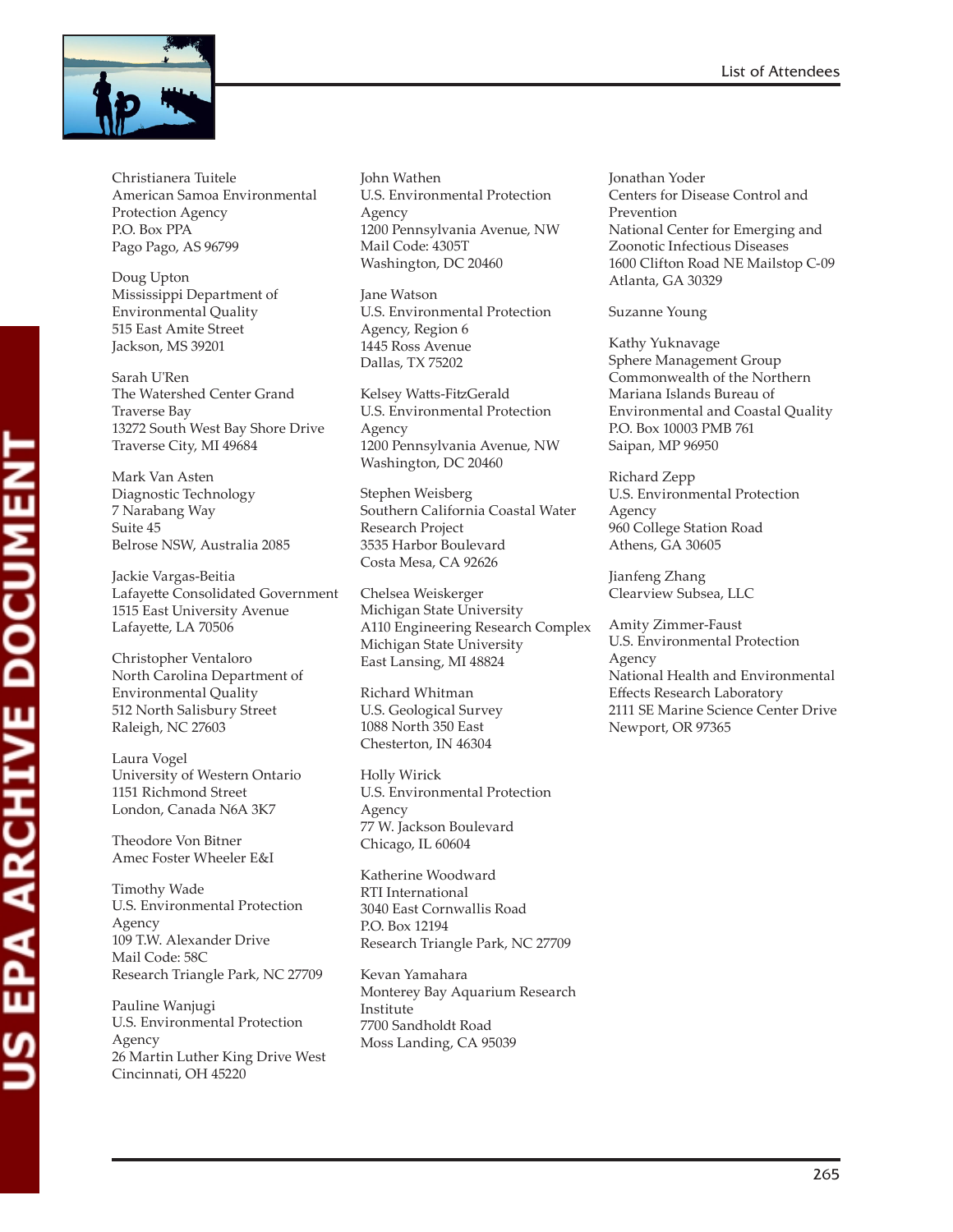Christianera Tuitele
American Samoa Environmental Protection Agency
P.O. Box PPA
Pago Pago, AS 96799

Doug Upton
Mississippi Department of Environmental Quality
515 East Amite Street
Jackson, MS 39201

Sarah U'Ren
The Watershed Center Grand Traverse Bay
13272 South West Bay Shore Drive
Traverse City, MI 49684

Mark Van Asten
Diagnostic Technology
7 Narabang Way
Suite 45
Belrose NSW, Australia 2085

Jackie Vargas-Beitia
Lafayette Consolidated Government
1515 East University Avenue
Lafayette, LA 70506

Christopher Ventaloro
North Carolina Department of Environmental Quality
512 North Salisbury Street
Raleigh, NC 27603

Laura Vogel
University of Western Ontario
1151 Richmond Street
London, Canada N6A 3K7

Theodore Von Bitner
Amec Foster Wheeler E&I

Timothy Wade
U.S. Environmental Protection Agency
109 T.W. Alexander Drive
Mail Code: 58C
Research Triangle Park, NC 27709

Pauline Wanjugi
U.S. Environmental Protection Agency
26 Martin Luther King Drive West
Cincinnati, OH 45220

John Wathen
U.S. Environmental Protection Agency
1200 Pennsylvania Avenue, NW
Mail Code: 4305T
Washington, DC 20460

Jane Watson
U.S. Environmental Protection Agency, Region 6
1445 Ross Avenue
Dallas, TX 75202

Kelsey Watts-FitzGerald
U.S. Environmental Protection Agency
1200 Pennsylvania Avenue, NW
Washington, DC 20460

Stephen Weisberg
Southern California Coastal Water Research Project
3535 Harbor Boulevard
Costa Mesa, CA 92626

Chelsea Weiskerger
Michigan State University
A110 Engineering Research Complex
Michigan State University
East Lansing, MI 48824

Richard Whitman
U.S. Geological Survey
1088 North 350 East
Chesterton, IN 46304

Holly Wirick
U.S. Environmental Protection Agency
77 W. Jackson Boulevard
Chicago, IL 60604

Katherine Woodward
RTI International
3040 East Cornwallis Road
P.O. Box 12194
Research Triangle Park, NC 27709

Kevan Yamahara
Monterey Bay Aquarium Research Institute
7700 Sandholdt Road
Moss Landing, CA 95039

Jonathan Yoder
Centers for Disease Control and Prevention
National Center for Emerging and Zoonotic Infectious Diseases
1600 Clifton Road NE Mailstop C-09
Atlanta, GA 30329

Suzanne Young

Kathy Yuknavage
Sphere Management Group
Commonwealth of the Northern Mariana Islands Bureau of Environmental and Coastal Quality
P.O. Box 10003 PMB 761
Saipan, MP 96950

Richard Zepp
U.S. Environmental Protection Agency
960 College Station Road
Athens, GA 30605

Jianfeng Zhang
Clearview Subsea, LLC

Amity Zimmer-Faust
U.S. Environmental Protection Agency
National Health and Environmental Effects Research Laboratory
2111 SE Marine Science Center Drive
Newport, OR 97365